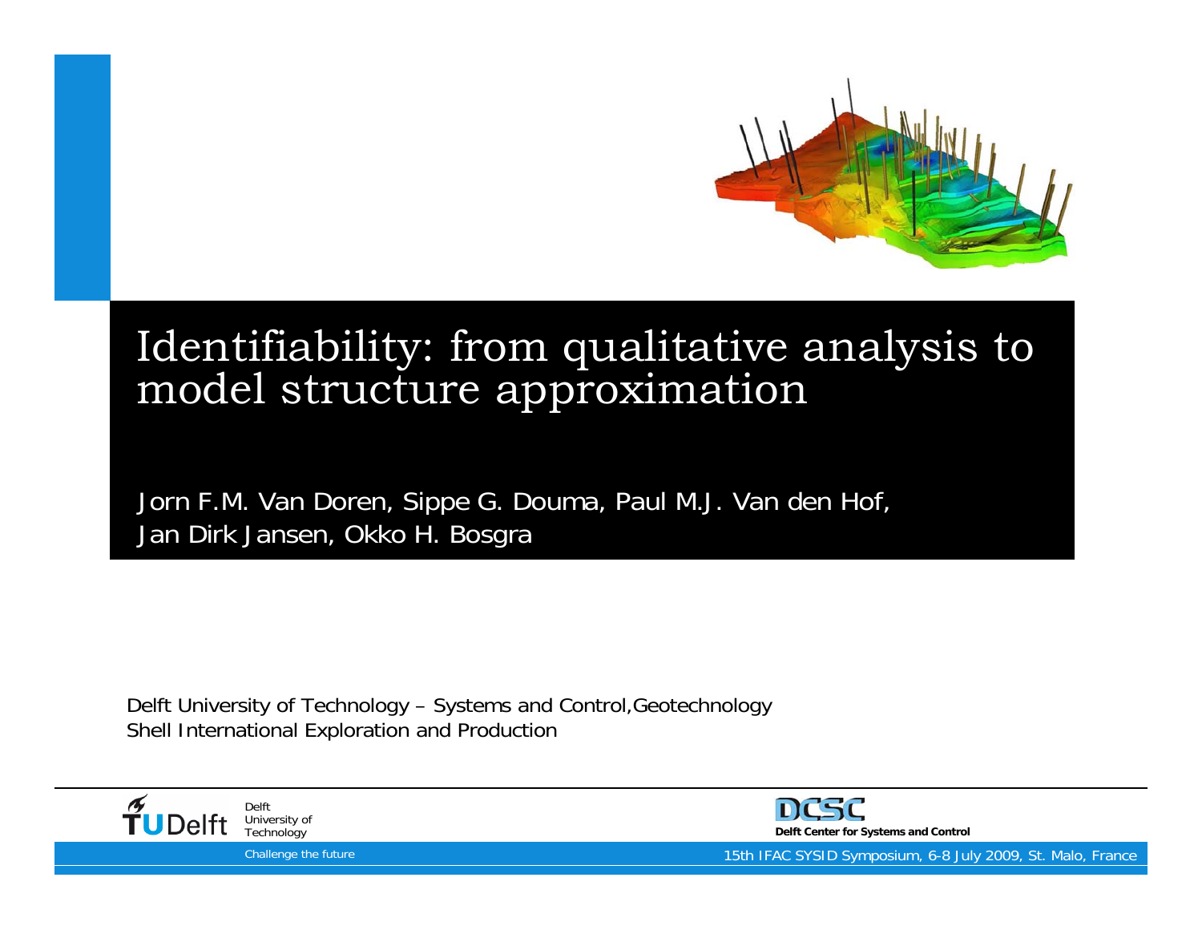# Identifiability: from qualitative analysis to model structure approximation

Jorn F.M. Van Doren, Sippe G. Douma, Paul M.J. Van den Hof, Jan Dirk Jansen, Okko H. Bosgra

Delft University of Technology – Systems and Control,Geotechnology
Shell International Exploration and Production

15th IFAC SYSID Symposium, 6-8 July 2009, St. Malo, France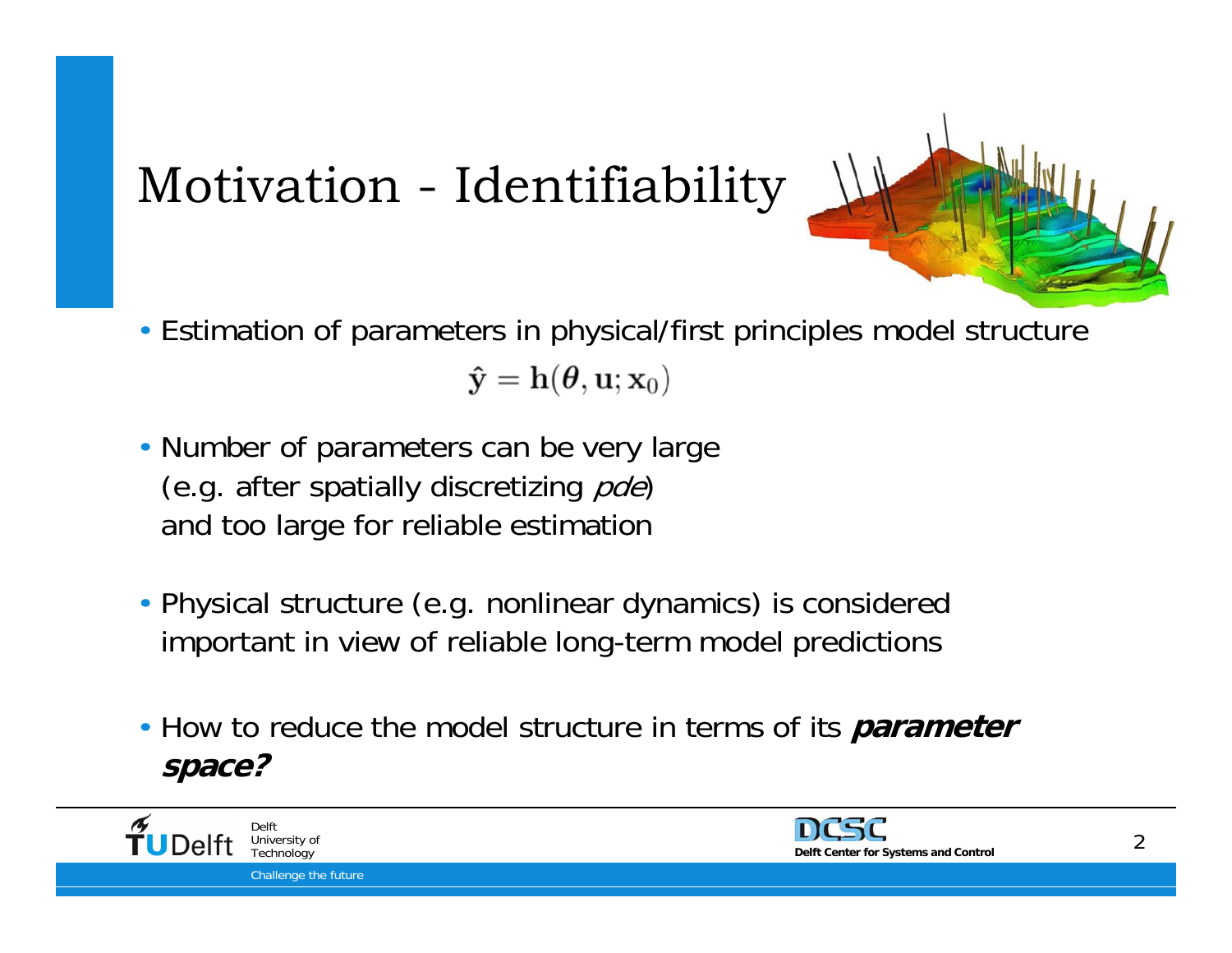# Motivation - Identifiability

- Estimation of parameters in physical/first principles model structure

$$\hat{\mathbf{y}} = \mathbf{h}(\boldsymbol{\theta}, \mathbf{u}; \mathbf{x}_0)$$

- Number of parameters can be very large (e.g. after spatially discretizing *pde*) and too large for reliable estimation

- Physical structure (e.g. nonlinear dynamics) is considered important in view of reliable long-term model predictions

- How to reduce the model structure in terms of its ***parameter space?***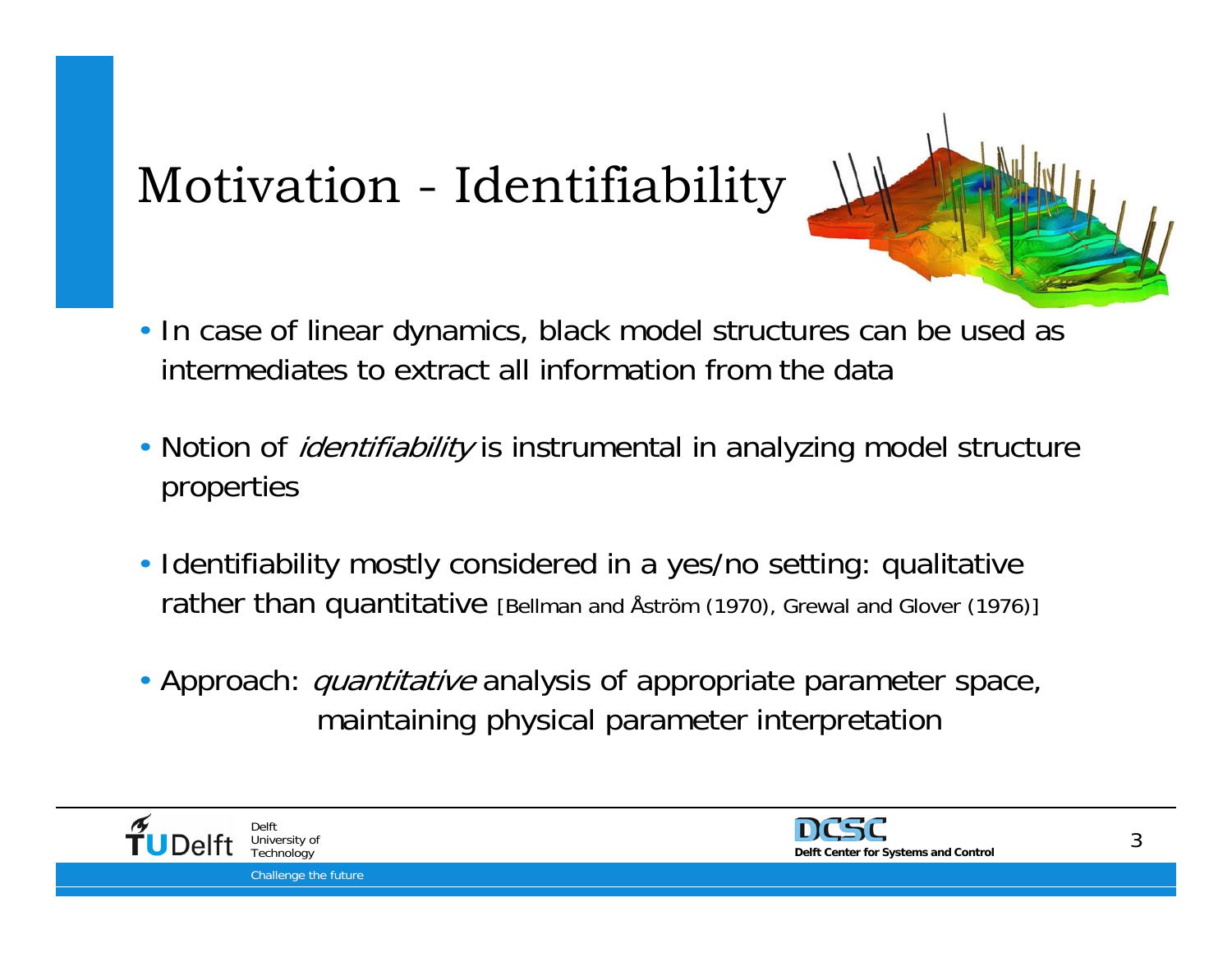# Motivation - Identifiability

- In case of linear dynamics, black model structures can be used as intermediates to extract all information from the data

- Notion of *identifiability* is instrumental in analyzing model structure properties

- Identifiability mostly considered in a yes/no setting: qualitative rather than quantitative [Bellman and Åström (1970), Grewal and Glover (1976)]

- Approach: *quantitative* analysis of appropriate parameter space, maintaining physical parameter interpretation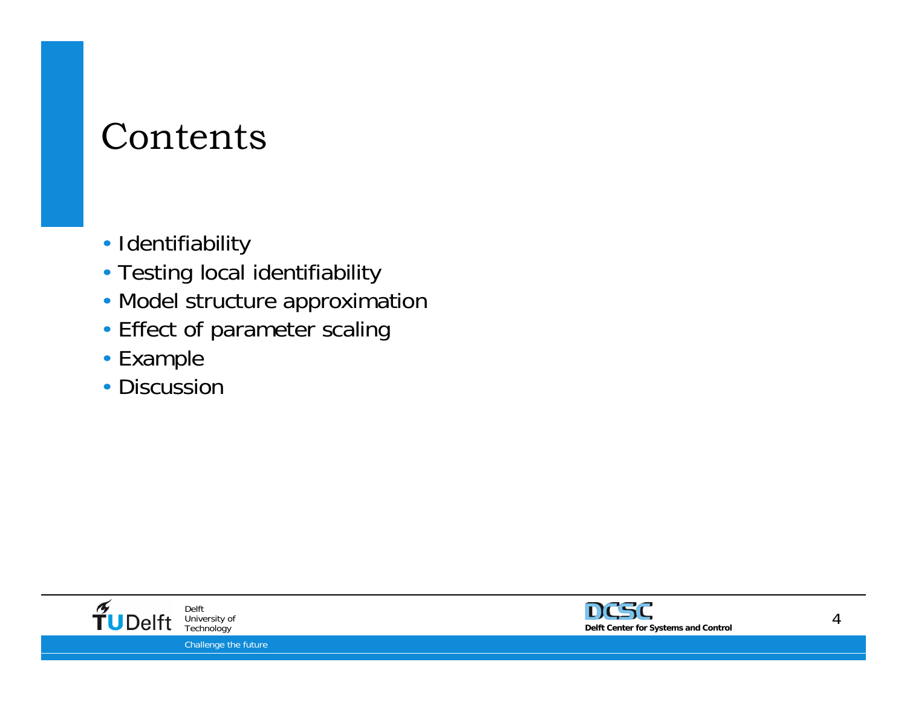# Contents

- Identifiability
- Testing local identifiability
- Model structure approximation
- Effect of parameter scaling
- Example
- Discussion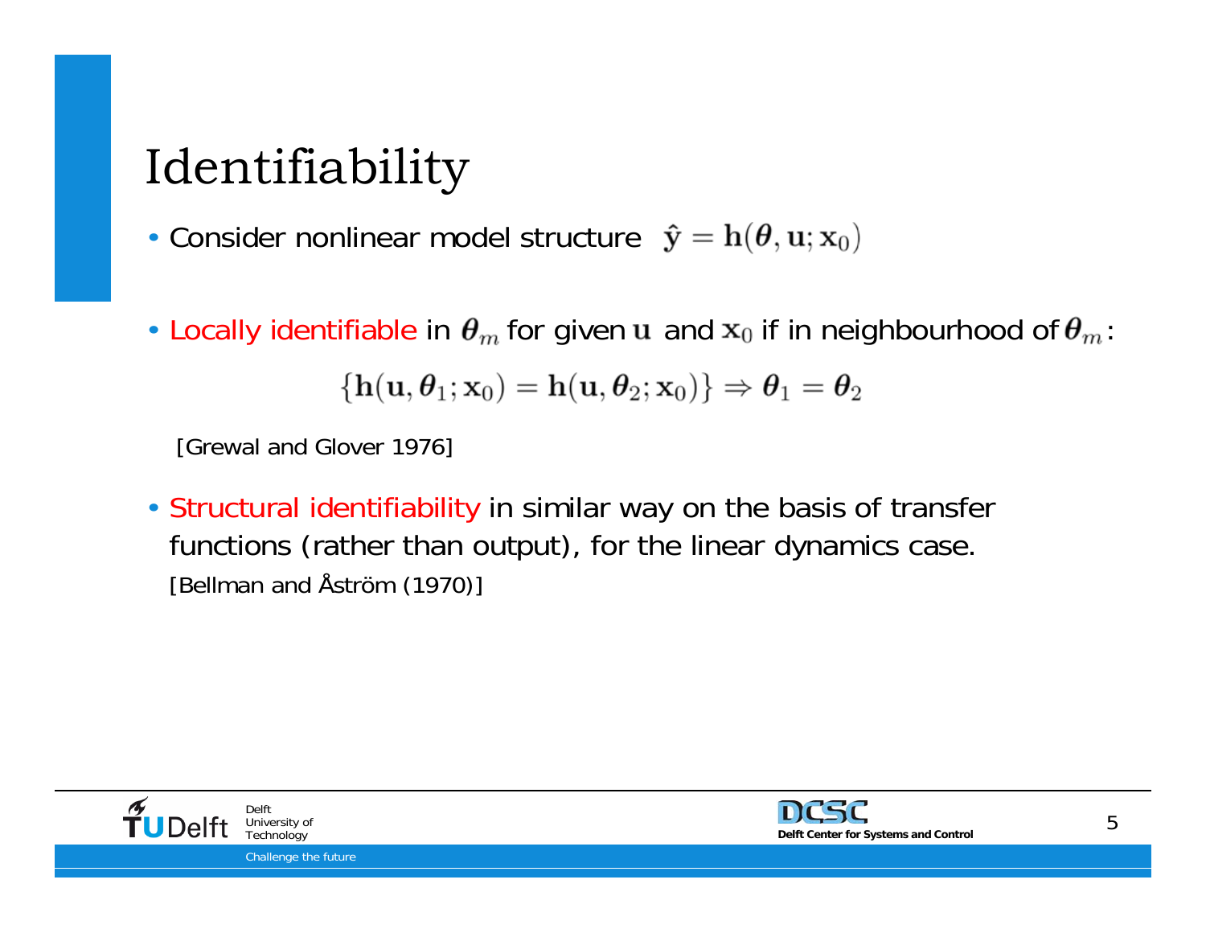# Identifiability

- Consider nonlinear model structure $\hat{\mathbf{y}} = \mathbf{h}(\boldsymbol{\theta}, \mathbf{u}; \mathbf{x}_0)$

- Locally identifiable in $\boldsymbol{\theta}_m$ for given $\mathbf{u}$ and $\mathbf{x}_0$ if in neighbourhood of $\boldsymbol{\theta}_m$:

$$\{\mathbf{h}(\mathbf{u}, \boldsymbol{\theta}_1; \mathbf{x}_0) = \mathbf{h}(\mathbf{u}, \boldsymbol{\theta}_2; \mathbf{x}_0)\} \Rightarrow \boldsymbol{\theta}_1 = \boldsymbol{\theta}_2$$

  [Grewal and Glover 1976]

- Structural identifiability in similar way on the basis of transfer functions (rather than output), for the linear dynamics case.
  [Bellman and Åström (1970)]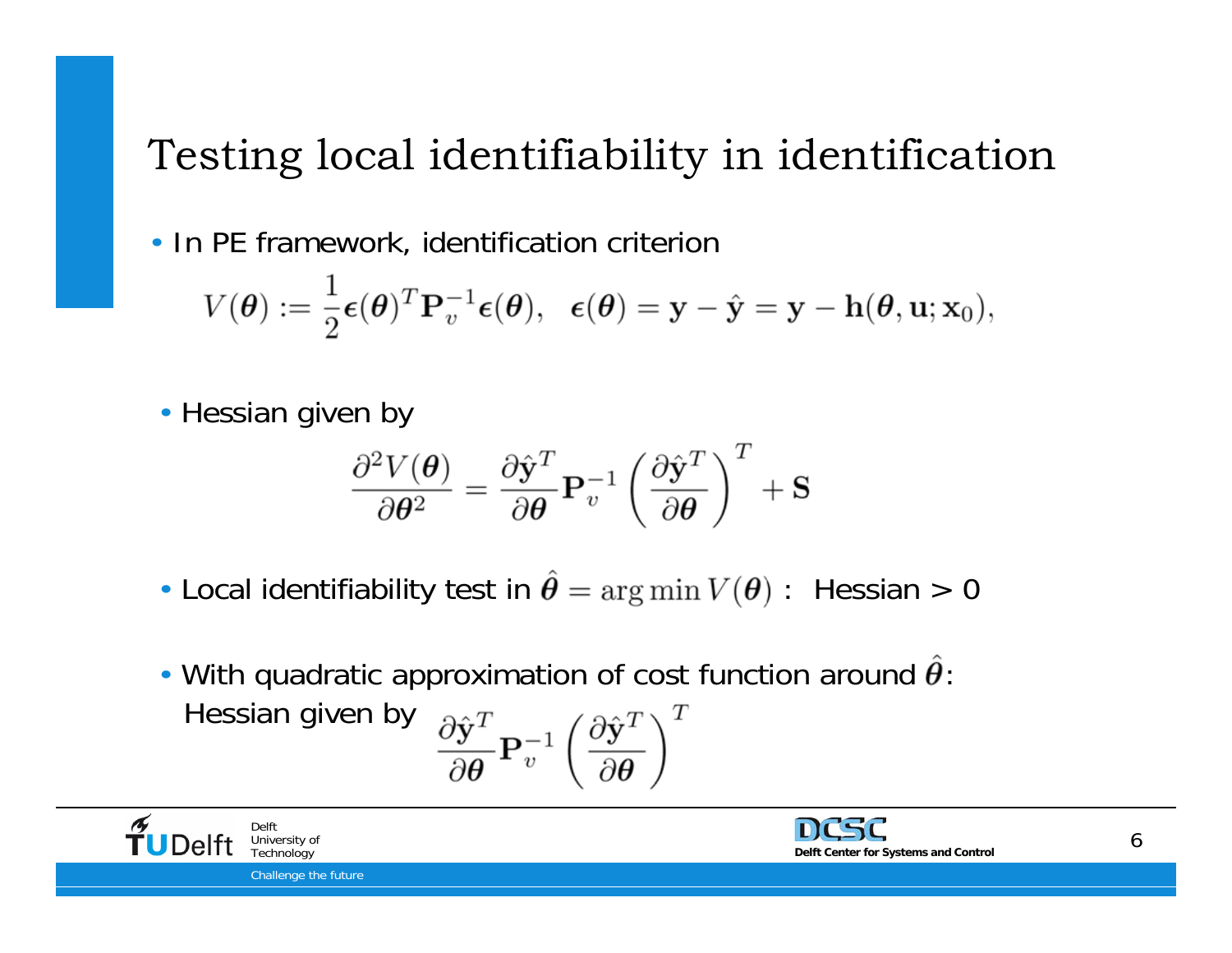# Testing local identifiability in identification

- In PE framework, identification criterion

$$V(\boldsymbol{\theta}) := \frac{1}{2}\boldsymbol{\epsilon}(\boldsymbol{\theta})^T \mathbf{P}_v^{-1} \boldsymbol{\epsilon}(\boldsymbol{\theta}), \quad \boldsymbol{\epsilon}(\boldsymbol{\theta}) = \mathbf{y} - \hat{\mathbf{y}} = \mathbf{y} - \mathbf{h}(\boldsymbol{\theta}, \mathbf{u}; \mathbf{x}_0),$$

- Hessian given by

$$\frac{\partial^2 V(\boldsymbol{\theta})}{\partial \boldsymbol{\theta}^2} = \frac{\partial \hat{\mathbf{y}}^T}{\partial \boldsymbol{\theta}} \mathbf{P}_v^{-1} \left( \frac{\partial \hat{\mathbf{y}}^T}{\partial \boldsymbol{\theta}} \right)^T + \mathbf{S}$$

- Local identifiability test in $\hat{\boldsymbol{\theta}} = \arg\min V(\boldsymbol{\theta})$ : Hessian > 0

- With quadratic approximation of cost function around $\hat{\boldsymbol{\theta}}$:
  Hessian given by $\frac{\partial \hat{\mathbf{y}}^T}{\partial \boldsymbol{\theta}} \mathbf{P}_v^{-1} \left( \frac{\partial \hat{\mathbf{y}}^T}{\partial \boldsymbol{\theta}} \right)^T$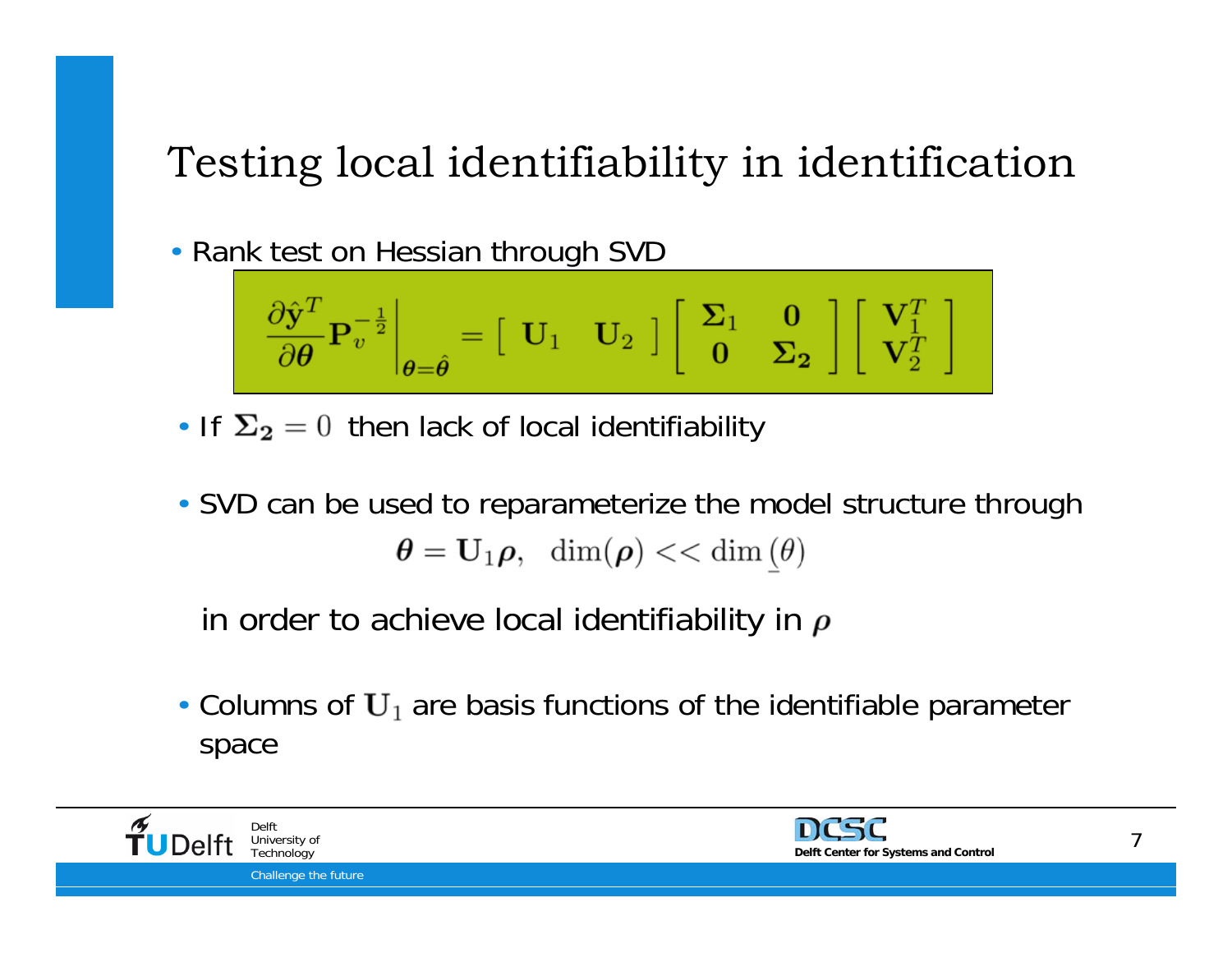# Testing local identifiability in identification

- Rank test on Hessian through SVD

$$\left. \frac{\partial \hat{\mathbf{y}}^T}{\partial \boldsymbol{\theta}} \mathbf{P}_v^{-\frac{1}{2}} \right|_{\boldsymbol{\theta}=\hat{\boldsymbol{\theta}}} = \left[ \begin{array}{cc} \mathbf{U}_1 & \mathbf{U}_2 \end{array} \right] \left[ \begin{array}{cc} \boldsymbol{\Sigma}_1 & \mathbf{0} \\ \mathbf{0} & \boldsymbol{\Sigma}_2 \end{array} \right] \left[ \begin{array}{c} \mathbf{V}_1^T \\ \mathbf{V}_2^T \end{array} \right]$$

- If $\boldsymbol{\Sigma}_2 = 0$ then lack of local identifiability

- SVD can be used to reparameterize the model structure through

$$\boldsymbol{\theta} = \mathbf{U}_1 \boldsymbol{\rho}, \quad \dim(\boldsymbol{\rho}) << \dim\left(\underline{\theta}\right)$$

  in order to achieve local identifiability in $\boldsymbol{\rho}$

- Columns of $\mathbf{U}_1$ are basis functions of the identifiable parameter space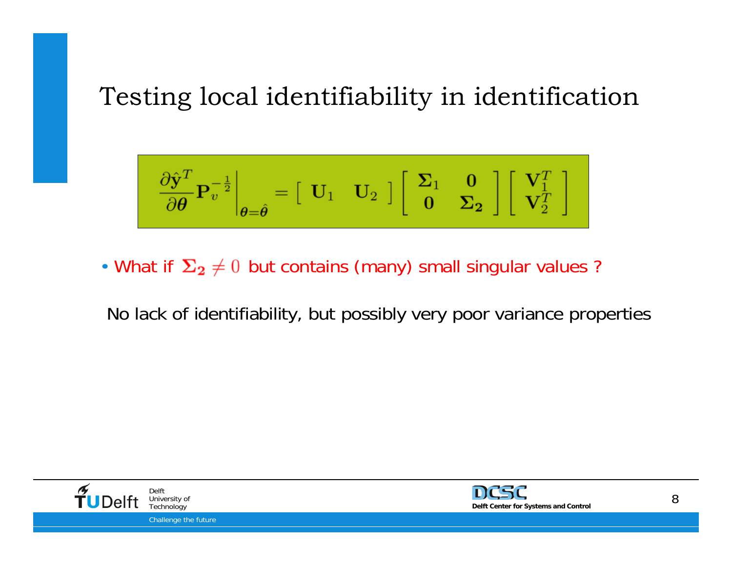# Testing local identifiability in identification

$$\left.\frac{\partial \hat{\mathbf{y}}^T}{\partial \boldsymbol{\theta}} \mathbf{P}_v^{-\frac{1}{2}}\right|_{\boldsymbol{\theta}=\hat{\boldsymbol{\theta}}} = \left[\begin{array}{cc} \mathbf{U}_1 & \mathbf{U}_2 \end{array}\right] \left[\begin{array}{cc} \boldsymbol{\Sigma}_1 & \mathbf{0} \\ \mathbf{0} & \boldsymbol{\Sigma}_2 \end{array}\right] \left[\begin{array}{c} \mathbf{V}_1^T \\ \mathbf{V}_2^T \end{array}\right]$$

- What if $\boldsymbol{\Sigma}_2 \neq 0$ but contains (many) small singular values ?

No lack of identifiability, but possibly very poor variance properties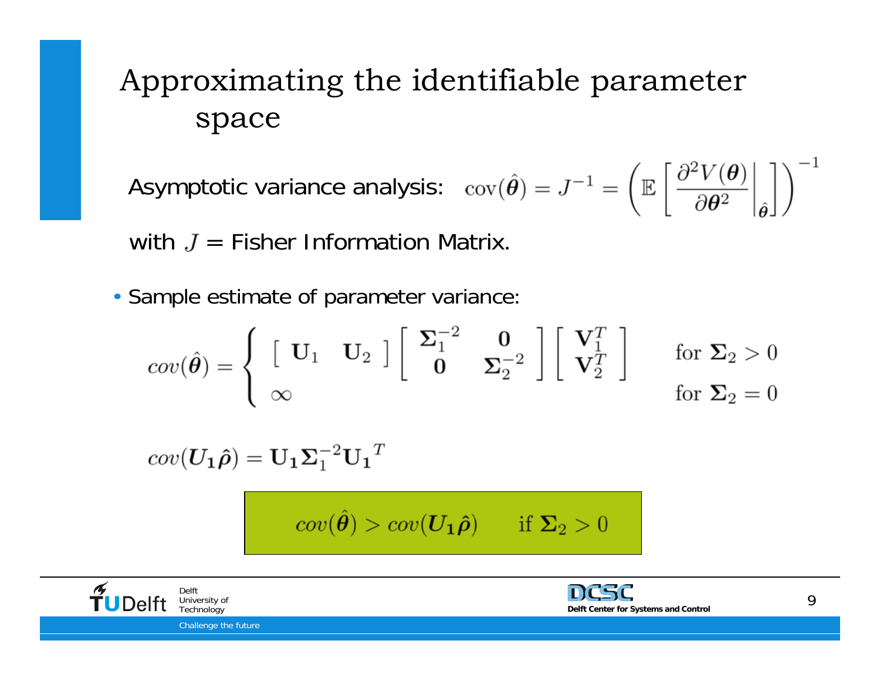# Approximating the identifiable parameter space

Asymptotic variance analysis: $\text{cov}(\hat{\boldsymbol{\theta}}) = J^{-1} = \left( \mathbb{E} \left[ \frac{\partial^2 V(\boldsymbol{\theta})}{\partial \boldsymbol{\theta}^2} \bigg|_{\hat{\boldsymbol{\theta}}} \right] \right)^{-1}$

with $J$ = Fisher Information Matrix.

- Sample estimate of parameter variance:

$$cov(\hat{\boldsymbol{\theta}}) = \begin{cases} \begin{bmatrix} \mathbf{U}_1 & \mathbf{U}_2 \end{bmatrix} \begin{bmatrix} \boldsymbol{\Sigma}_1^{-2} & \mathbf{0} \\ \mathbf{0} & \boldsymbol{\Sigma}_2^{-2} \end{bmatrix} \begin{bmatrix} \mathbf{V}_1^T \\ \mathbf{V}_2^T \end{bmatrix} & \text{for } \boldsymbol{\Sigma}_2 > 0 \\ \infty & \text{for } \boldsymbol{\Sigma}_2 = 0 \end{cases}$$

$$cov(\boldsymbol{U_1} \hat{\boldsymbol{\rho}}) = \mathbf{U_1} \boldsymbol{\Sigma}_1^{-2} \mathbf{U_1}^T$$

$$cov(\hat{\boldsymbol{\theta}}) > cov(\boldsymbol{U_1} \hat{\boldsymbol{\rho}}) \qquad \text{if } \boldsymbol{\Sigma}_2 > 0$$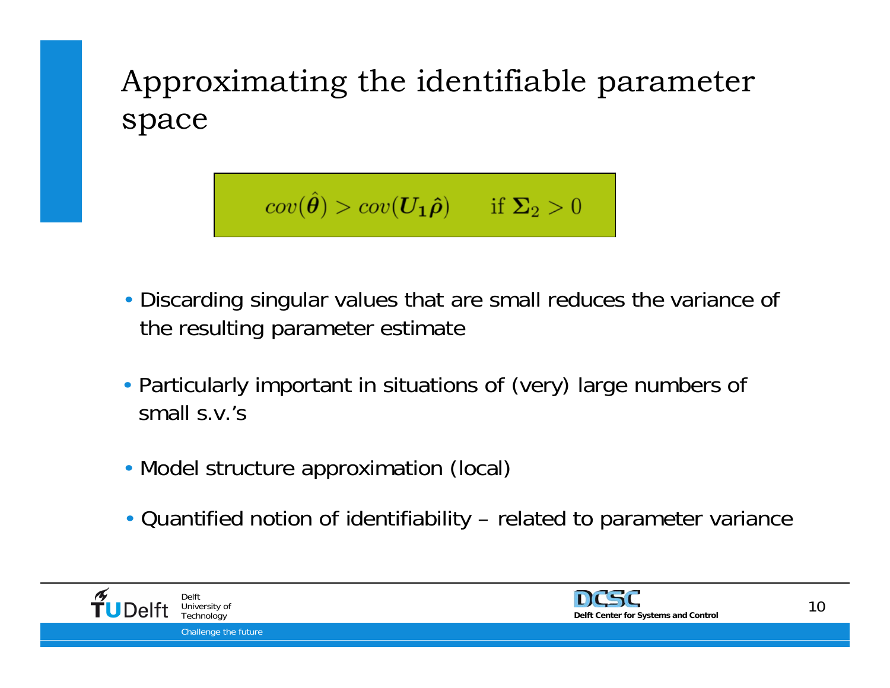# Approximating the identifiable parameter space

$$cov(\hat{\boldsymbol{\theta}}) > cov(\boldsymbol{U_1}\hat{\boldsymbol{\rho}}) \qquad \text{if } \boldsymbol{\Sigma}_2 > 0$$

- Discarding singular values that are small reduces the variance of the resulting parameter estimate
- Particularly important in situations of (very) large numbers of small s.v.'s
- Model structure approximation (local)
- Quantified notion of identifiability – related to parameter variance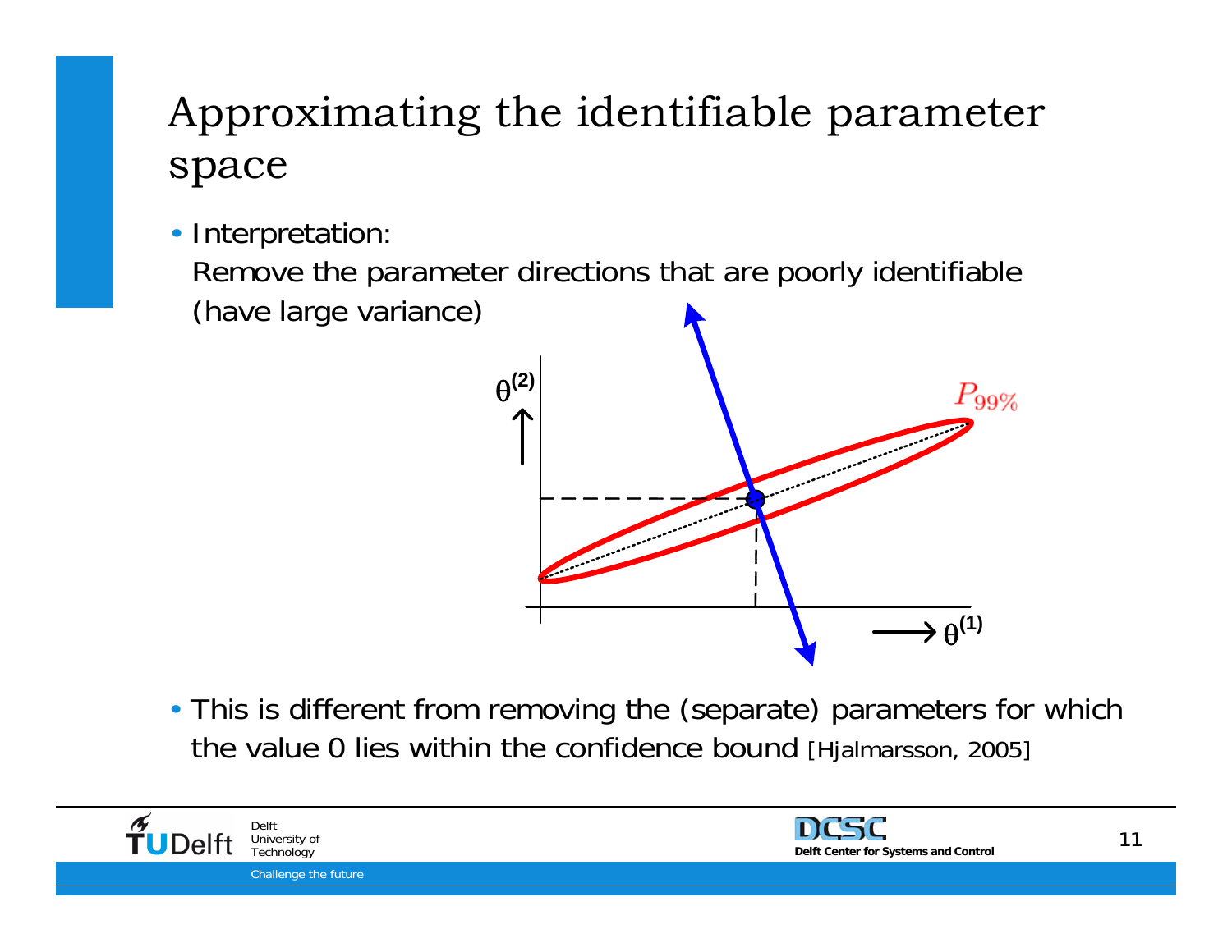# Approximating the identifiable parameter space

- Interpretation:
  Remove the parameter directions that are poorly identifiable (have large variance)

- This is different from removing the (separate) parameters for which the value 0 lies within the confidence bound [Hjalmarsson, 2005]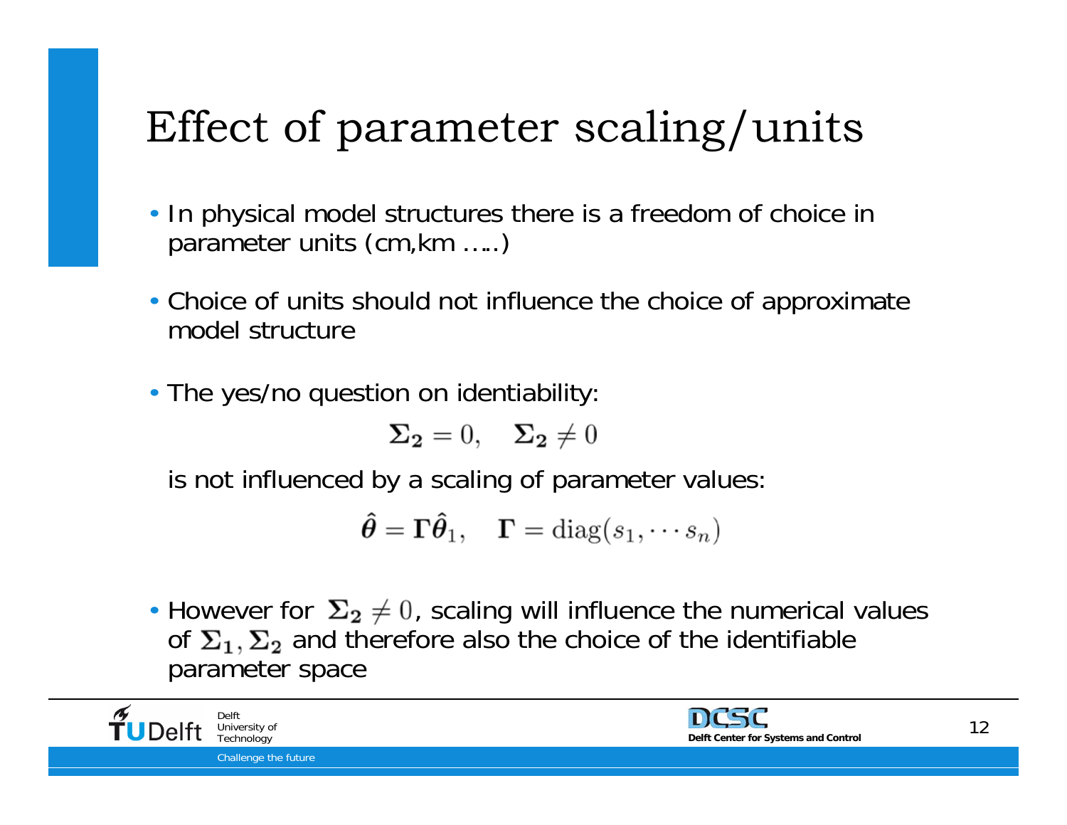# Effect of parameter scaling/units

- In physical model structures there is a freedom of choice in parameter units (cm,km …..)
- Choice of units should not influence the choice of approximate model structure
- The yes/no question on identiability:

$$\mathbf{\Sigma_2} = 0, \quad \mathbf{\Sigma_2} \neq 0$$

  is not influenced by a scaling of parameter values:

$$\hat{\boldsymbol{\theta}} = \mathbf{\Gamma}\hat{\boldsymbol{\theta}}_1, \quad \mathbf{\Gamma} = \mathrm{diag}(s_1, \cdots s_n)$$

- However for $\mathbf{\Sigma_2} \neq 0$, scaling will influence the numerical values of $\mathbf{\Sigma_1}, \mathbf{\Sigma_2}$ and therefore also the choice of the identifiable parameter space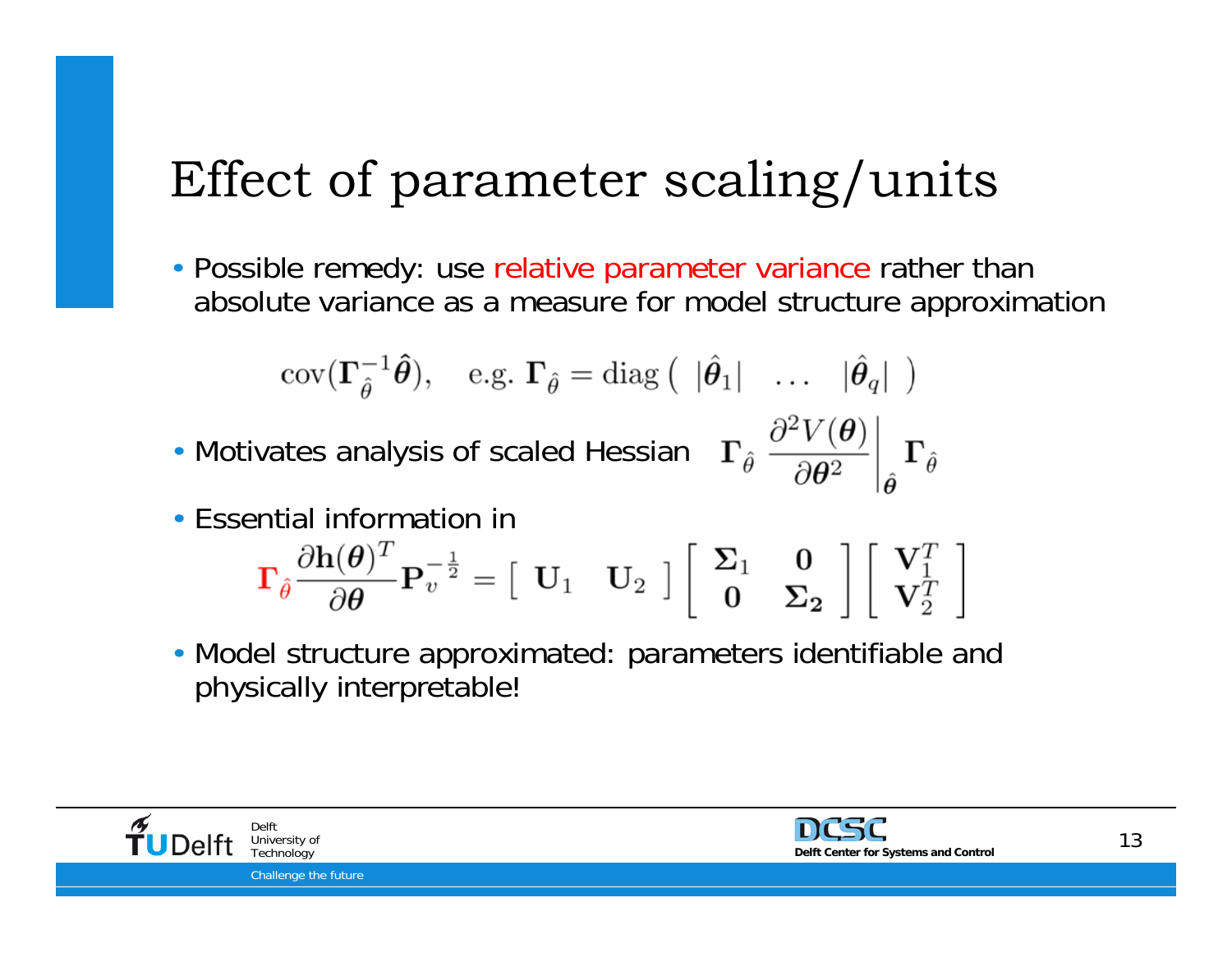# Effect of parameter scaling/units

- Possible remedy: use relative parameter variance rather than absolute variance as a measure for model structure approximation

$$\mathrm{cov}(\mathbf{\Gamma}_{\hat{\theta}}^{-1}\hat{\boldsymbol{\theta}}), \quad \text{e.g. } \mathbf{\Gamma}_{\hat{\theta}} = \mathrm{diag}\left( \begin{array}{ccc} |\hat{\boldsymbol{\theta}}_1| & \ldots & |\hat{\boldsymbol{\theta}}_q| \end{array} \right)$$

- Motivates analysis of scaled Hessian $\mathbf{\Gamma}_{\hat{\theta}} \left. \dfrac{\partial^2 V(\boldsymbol{\theta})}{\partial \boldsymbol{\theta}^2} \right|_{\hat{\boldsymbol{\theta}}} \mathbf{\Gamma}_{\hat{\theta}}$

- Essential information in

$$\mathbf{\Gamma}_{\hat{\theta}} \frac{\partial \mathbf{h}(\boldsymbol{\theta})^T}{\partial \boldsymbol{\theta}} \mathbf{P}_v^{-\frac{1}{2}} = \left[ \begin{array}{cc} \mathbf{U}_1 & \mathbf{U}_2 \end{array} \right] \left[ \begin{array}{cc} \mathbf{\Sigma}_1 & \mathbf{0} \\ \mathbf{0} & \mathbf{\Sigma_2} \end{array} \right] \left[ \begin{array}{c} \mathbf{V}_1^T \\ \mathbf{V}_2^T \end{array} \right]$$

- Model structure approximated: parameters identifiable and physically interpretable!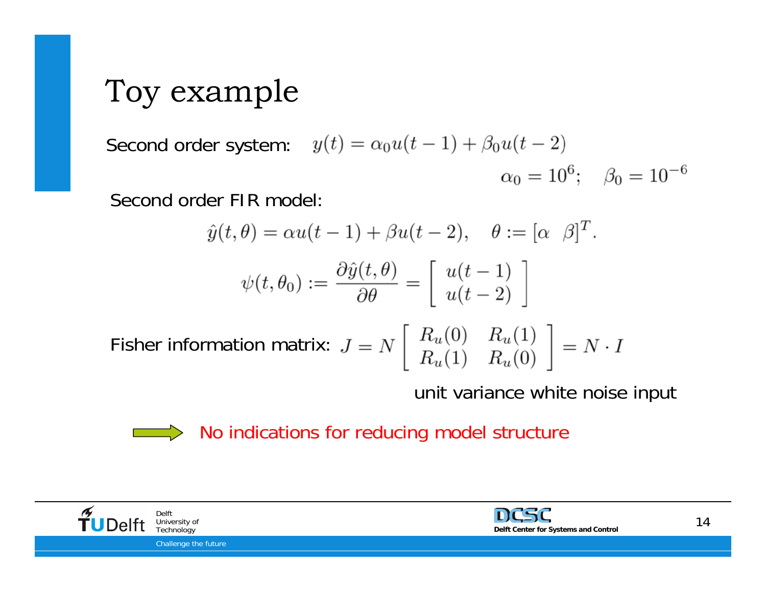# Toy example

Second order system: $y(t) = \alpha_0 u(t-1) + \beta_0 u(t-2)$

$$\alpha_0 = 10^6; \quad \beta_0 = 10^{-6}$$

Second order FIR model:

$$\hat{y}(t,\theta) = \alpha u(t-1) + \beta u(t-2), \quad \theta := [\alpha \;\; \beta]^T.$$

$$\psi(t,\theta_0) := \frac{\partial \hat{y}(t,\theta)}{\partial \theta} = \begin{bmatrix} u(t-1) \\ u(t-2) \end{bmatrix}$$

Fisher information matrix: $J = N \begin{bmatrix} R_u(0) & R_u(1) \\ R_u(1) & R_u(0) \end{bmatrix} = N \cdot I$

unit variance white noise input

→ No indications for reducing model structure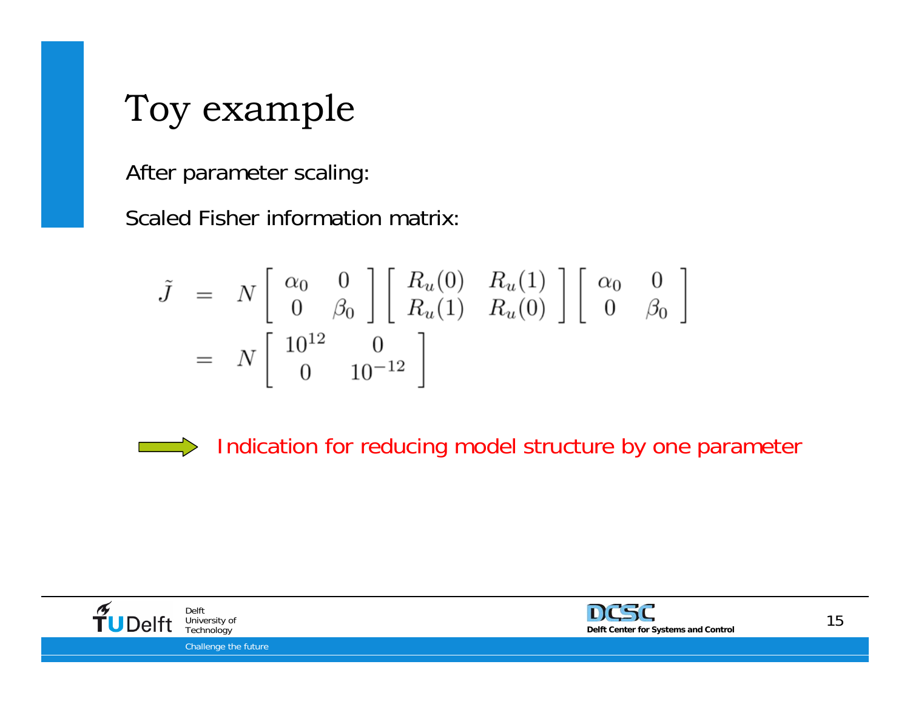# Toy example

After parameter scaling:

Scaled Fisher information matrix:

$$
\begin{aligned}
\tilde{J} &= N \begin{bmatrix} \alpha_0 & 0 \\ 0 & \beta_0 \end{bmatrix} \begin{bmatrix} R_u(0) & R_u(1) \\ R_u(1) & R_u(0) \end{bmatrix} \begin{bmatrix} \alpha_0 & 0 \\ 0 & \beta_0 \end{bmatrix} \\
&= N \begin{bmatrix} 10^{12} & 0 \\ 0 & 10^{-12} \end{bmatrix}
\end{aligned}
$$

⇨ Indication for reducing model structure by one parameter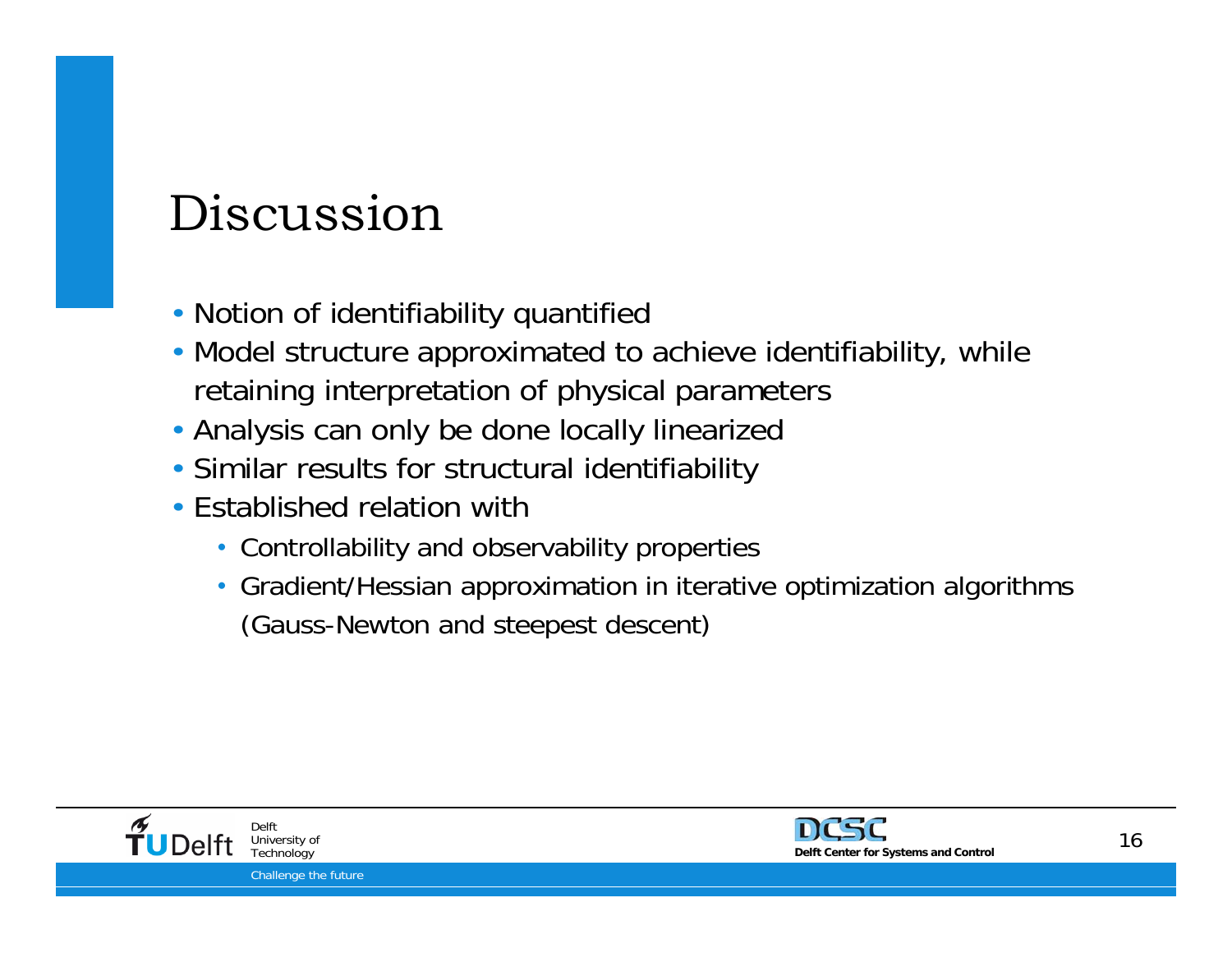# Discussion

- Notion of identifiability quantified
- Model structure approximated to achieve identifiability, while retaining interpretation of physical parameters
- Analysis can only be done locally linearized
- Similar results for structural identifiability
- Established relation with
  - Controllability and observability properties
  - Gradient/Hessian approximation in iterative optimization algorithms (Gauss-Newton and steepest descent)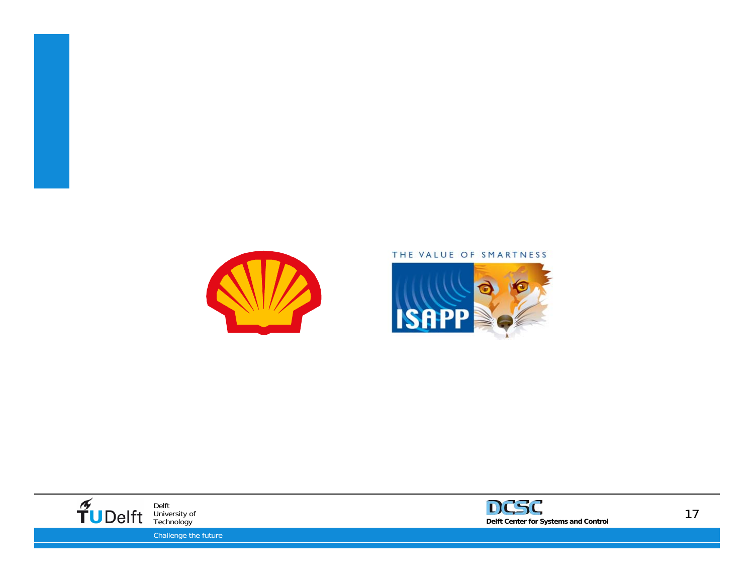THE VALUE OF SMARTNESS

ISAPP